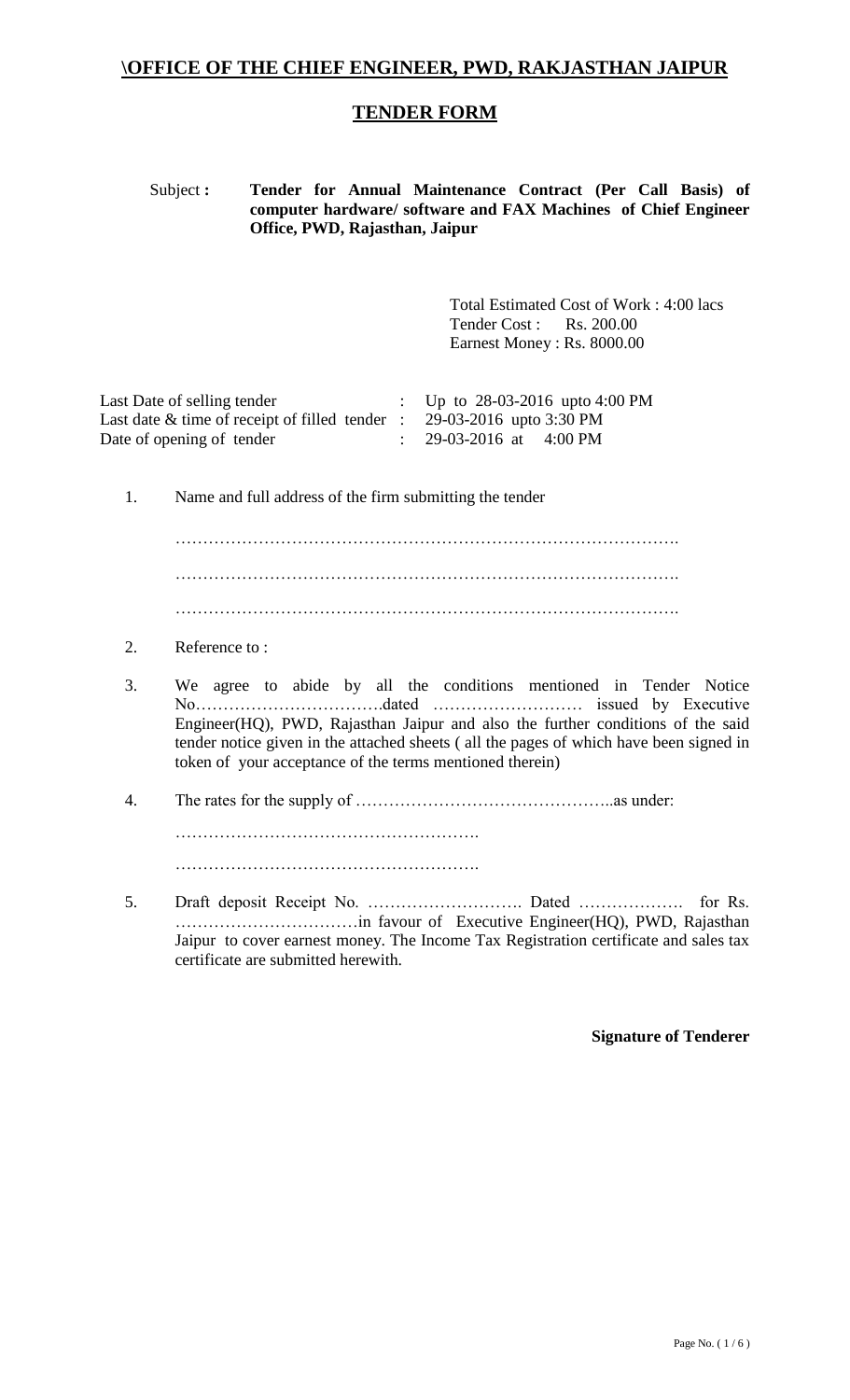# \OFFICE OF THE CHIEF ENGINEER, PWD, RAKJASTHAN JAIPUR

## TENDER FORM

Subject **:** **Tender for Annual Maintenance Contract (Per Call Basis) of computer hardware/ software and FAX Machines of Chief Engineer Office, PWD, Rajasthan, Jaipur**

Total Estimated Cost of Work : 4:00 lacs
Tender Cost : Rs. 200.00
Earnest Money : Rs. 8000.00

| | | |
|---|---|---|
| Last Date of selling tender | : | Up to 28-03-2016 upto 4:00 PM |
| Last date & time of receipt of filled tender | : | 29-03-2016 upto 3:30 PM |
| Date of opening of tender | : | 29-03-2016 at 4:00 PM |

1. Name and full address of the firm submitting the tender

   ……………………………………………………………………………….

   ……………………………………………………………………………….

   ……………………………………………………………………………….

2. Reference to :

3. We agree to abide by all the conditions mentioned in Tender Notice No…………………………….dated ……………………… issued by Executive Engineer(HQ), PWD, Rajasthan Jaipur and also the further conditions of the said tender notice given in the attached sheets ( all the pages of which have been signed in token of your acceptance of the terms mentioned therein)

4. The rates for the supply of ………………………………………..as under:

   ……………………………………………….

   ……………………………………………….

5. Draft deposit Receipt No. ………………………. Dated ………………. for Rs. ……………………………in favour of Executive Engineer(HQ), PWD, Rajasthan Jaipur to cover earnest money. The Income Tax Registration certificate and sales tax certificate are submitted herewith.

**Signature of Tenderer**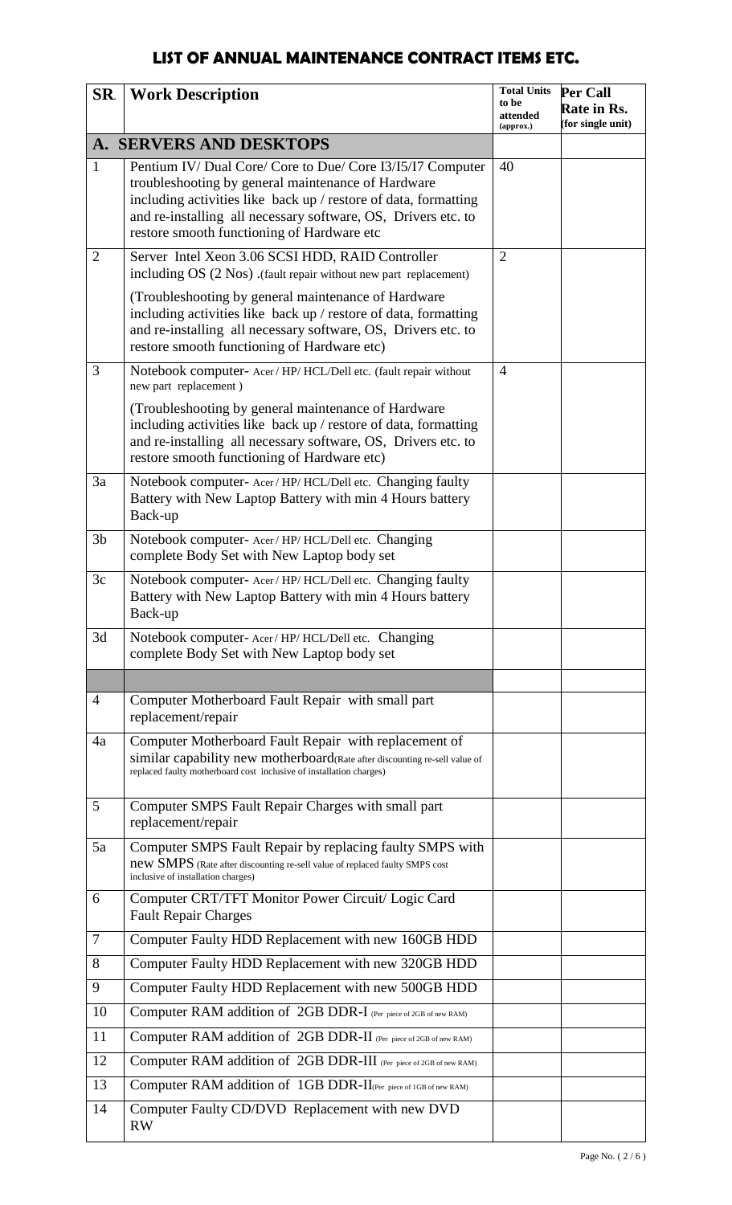# LIST OF ANNUAL MAINTENANCE CONTRACT ITEMS ETC.

| SR. | Work Description | Total Units to be attended (approx.) | Per Call Rate in Rs. (for single unit) |
|---|---|---|---|
| **A.** | **SERVERS AND DESKTOPS** | | |
| 1 | Pentium IV/ Dual Core/ Core to Due/ Core I3/I5/I7 Computer troubleshooting by general maintenance of Hardware including activities like back up / restore of data, formatting and re-installing all necessary software, OS, Drivers etc. to restore smooth functioning of Hardware etc | 40 | |
| 2 | Server Intel Xeon 3.06 SCSI HDD, RAID Controller including OS (2 Nos) .(fault repair without new part replacement)<br>(Troubleshooting by general maintenance of Hardware including activities like back up / restore of data, formatting and re-installing all necessary software, OS, Drivers etc. to restore smooth functioning of Hardware etc) | 2 | |
| 3 | Notebook computer- Acer / HP/ HCL/Dell etc. (fault repair without new part replacement )<br>(Troubleshooting by general maintenance of Hardware including activities like back up / restore of data, formatting and re-installing all necessary software, OS, Drivers etc. to restore smooth functioning of Hardware etc) | 4 | |
| 3a | Notebook computer- Acer / HP/ HCL/Dell etc. Changing faulty Battery with New Laptop Battery with min 4 Hours battery Back-up | | |
| 3b | Notebook computer- Acer / HP/ HCL/Dell etc. Changing complete Body Set with New Laptop body set | | |
| 3c | Notebook computer- Acer / HP/ HCL/Dell etc. Changing faulty Battery with New Laptop Battery with min 4 Hours battery Back-up | | |
| 3d | Notebook computer- Acer / HP/ HCL/Dell etc. Changing complete Body Set with New Laptop body set | | |
| | | | |
| 4 | Computer Motherboard Fault Repair with small part replacement/repair | | |
| 4a | Computer Motherboard Fault Repair with replacement of similar capability new motherboard(Rate after discounting re-sell value of replaced faulty motherboard cost inclusive of installation charges) | | |
| 5 | Computer SMPS Fault Repair Charges with small part replacement/repair | | |
| 5a | Computer SMPS Fault Repair by replacing faulty SMPS with new SMPS (Rate after discounting re-sell value of replaced faulty SMPS cost inclusive of installation charges) | | |
| 6 | Computer CRT/TFT Monitor Power Circuit/ Logic Card Fault Repair Charges | | |
| 7 | Computer Faulty HDD Replacement with new 160GB HDD | | |
| 8 | Computer Faulty HDD Replacement with new 320GB HDD | | |
| 9 | Computer Faulty HDD Replacement with new 500GB HDD | | |
| 10 | Computer RAM addition of 2GB DDR-I (Per piece of 2GB of new RAM) | | |
| 11 | Computer RAM addition of 2GB DDR-II (Per piece of 2GB of new RAM) | | |
| 12 | Computer RAM addition of 2GB DDR-III (Per piece of 2GB of new RAM) | | |
| 13 | Computer RAM addition of 1GB DDR-II(Per piece of 1GB of new RAM) | | |
| 14 | Computer Faulty CD/DVD Replacement with new DVD RW | | |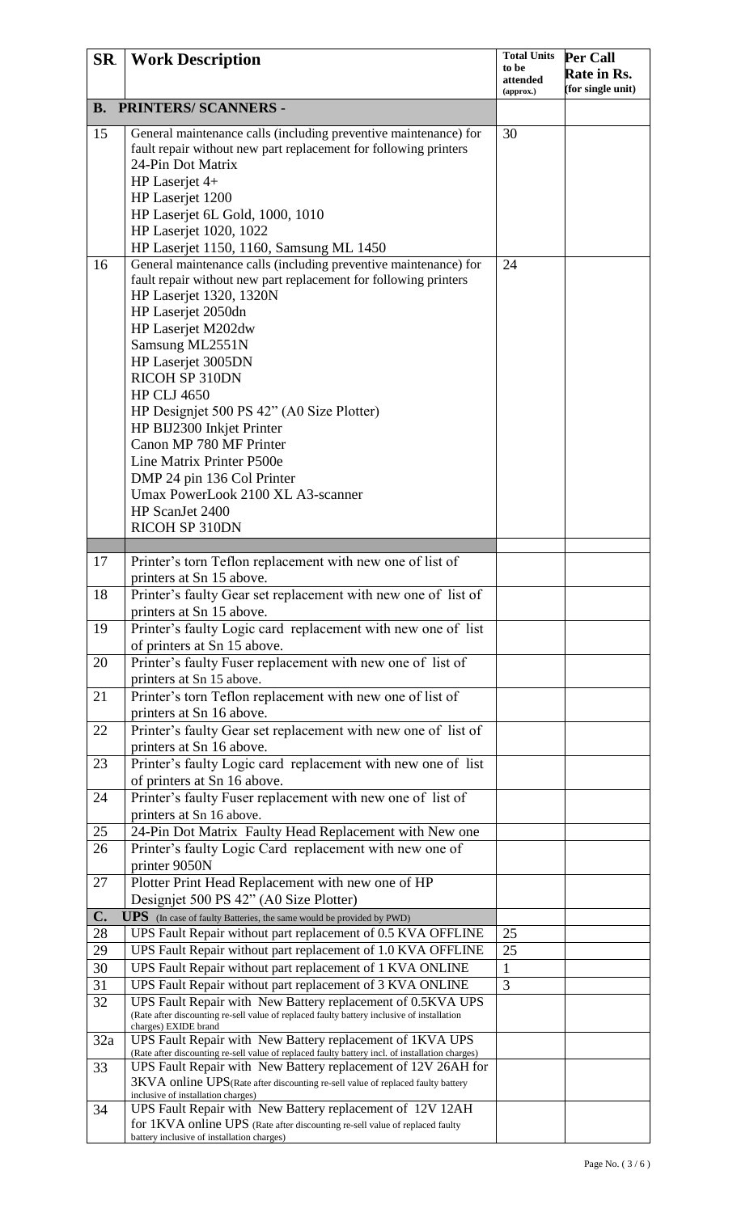| SR. | Work Description | Total Units to be attended (approx.) | Per Call Rate in Rs. (for single unit) |
|---|---|---|---|
| **B.** | **PRINTERS/ SCANNERS -** | | |
| 15 | General maintenance calls (including preventive maintenance) for fault repair without new part replacement for following printers<br>24-Pin Dot Matrix<br>HP Laserjet 4+<br>HP Laserjet 1200<br>HP Laserjet 6L Gold, 1000, 1010<br>HP Laserjet 1020, 1022<br>HP Laserjet 1150, 1160, Samsung ML 1450 | 30 | |
| 16 | General maintenance calls (including preventive maintenance) for fault repair without new part replacement for following printers<br>HP Laserjet 1320, 1320N<br>HP Laserjet 2050dn<br>HP Laserjet M202dw<br>Samsung ML2551N<br>HP Laserjet 3005DN<br>RICOH SP 310DN<br>HP CLJ 4650<br>HP Designjet 500 PS 42" (A0 Size Plotter)<br>HP BIJ2300 Inkjet Printer<br>Canon MP 780 MF Printer<br>Line Matrix Printer P500e<br>DMP 24 pin 136 Col Printer<br>Umax PowerLook 2100 XL A3-scanner<br>HP ScanJet 2400<br>RICOH SP 310DN | 24 | |
| | | | |
| 17 | Printer's torn Teflon replacement with new one of list of printers at Sn 15 above. | | |
| 18 | Printer's faulty Gear set replacement with new one of list of printers at Sn 15 above. | | |
| 19 | Printer's faulty Logic card replacement with new one of list of printers at Sn 15 above. | | |
| 20 | Printer's faulty Fuser replacement with new one of list of printers at Sn 15 above. | | |
| 21 | Printer's torn Teflon replacement with new one of list of printers at Sn 16 above. | | |
| 22 | Printer's faulty Gear set replacement with new one of list of printers at Sn 16 above. | | |
| 23 | Printer's faulty Logic card replacement with new one of list of printers at Sn 16 above. | | |
| 24 | Printer's faulty Fuser replacement with new one of list of printers at Sn 16 above. | | |
| 25 | 24-Pin Dot Matrix Faulty Head Replacement with New one | | |
| 26 | Printer's faulty Logic Card replacement with new one of printer 9050N | | |
| 27 | Plotter Print Head Replacement with new one of HP Designjet 500 PS 42" (A0 Size Plotter) | | |
| **C.** | **UPS** (In case of faulty Batteries, the same would be provided by PWD) | | |
| 28 | UPS Fault Repair without part replacement of 0.5 KVA OFFLINE | 25 | |
| 29 | UPS Fault Repair without part replacement of 1.0 KVA OFFLINE | 25 | |
| 30 | UPS Fault Repair without part replacement of 1 KVA ONLINE | 1 | |
| 31 | UPS Fault Repair without part replacement of 3 KVA ONLINE | 3 | |
| 32 | UPS Fault Repair with New Battery replacement of 0.5KVA UPS (Rate after discounting re-sell value of replaced faulty battery inclusive of installation charges) EXIDE brand | | |
| 32a | UPS Fault Repair with New Battery replacement of 1KVA UPS (Rate after discounting re-sell value of replaced faulty battery incl. of installation charges) | | |
| 33 | UPS Fault Repair with New Battery replacement of 12V 26AH for 3KVA online UPS (Rate after discounting re-sell value of replaced faulty battery inclusive of installation charges) | | |
| 34 | UPS Fault Repair with New Battery replacement of 12V 12AH for 1KVA online UPS (Rate after discounting re-sell value of replaced faulty battery inclusive of installation charges) | | |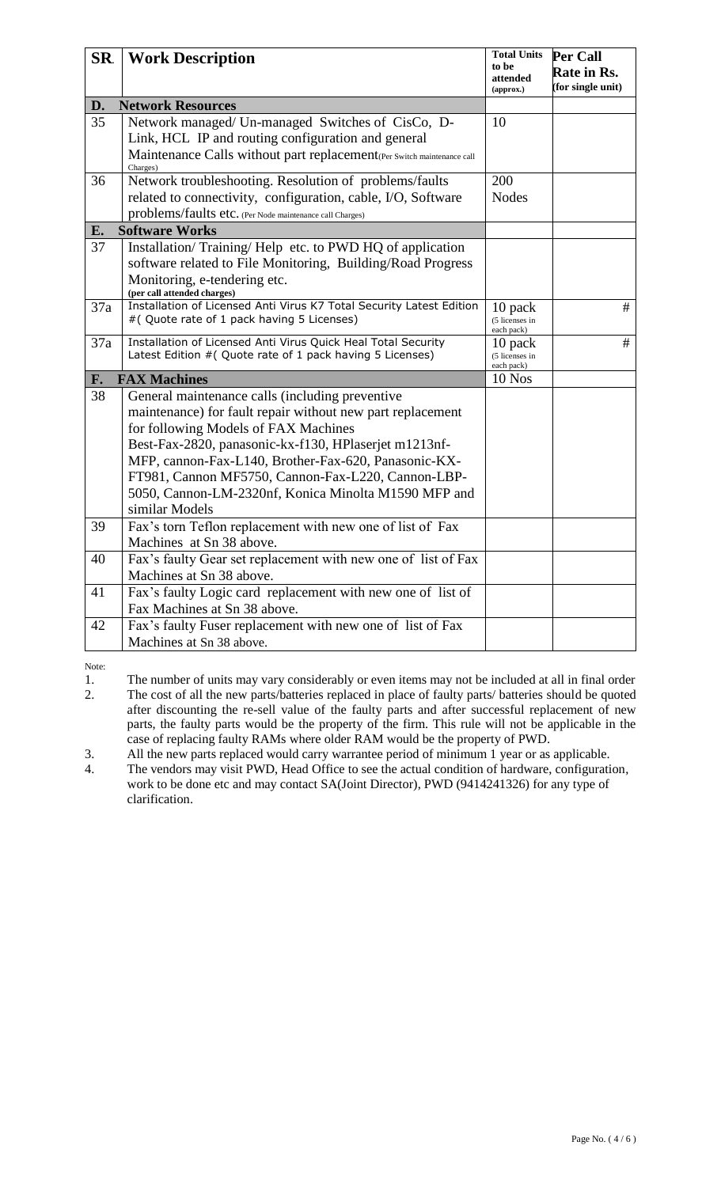| SR | Work Description | Total Units to be attended (approx.) | Per Call Rate in Rs. (for single unit) |
|---|---|---|---|
| D. | **Network Resources** | | |
| 35 | Network managed/ Un-managed Switches of CisCo, D-Link, HCL IP and routing configuration and general Maintenance Calls without part replacement(Per Switch maintenance call Charges) | 10 | |
| 36 | Network troubleshooting. Resolution of problems/faults related to connectivity, configuration, cable, I/O, Software problems/faults etc. (Per Node maintenance call Charges) | 200 Nodes | |
| E. | **Software Works** | | |
| 37 | Installation/ Training/ Help etc. to PWD HQ of application software related to File Monitoring, Building/Road Progress Monitoring, e-tendering etc. **(per call attended charges)** | | |
| 37a | Installation of Licensed Anti Virus K7 Total Security Latest Edition #( Quote rate of 1 pack having 5 Licenses) | 10 pack (5 licenses in each pack) | # |
| 37a | Installation of Licensed Anti Virus Quick Heal Total Security Latest Edition #( Quote rate of 1 pack having 5 Licenses) | 10 pack (5 licenses in each pack) | # |
| F. | **FAX Machines** | 10 Nos | |
| 38 | General maintenance calls (including preventive maintenance) for fault repair without new part replacement for following Models of FAX Machines Best-Fax-2820, panasonic-kx-f130, HPlaserjet m1213nf-MFP, cannon-Fax-L140, Brother-Fax-620, Panasonic-KX-FT981, Cannon MF5750, Cannon-Fax-L220, Cannon-LBP-5050, Cannon-LM-2320nf, Konica Minolta M1590 MFP and similar Models | | |
| 39 | Fax's torn Teflon replacement with new one of list of Fax Machines at Sn 38 above. | | |
| 40 | Fax's faulty Gear set replacement with new one of list of Fax Machines at Sn 38 above. | | |
| 41 | Fax's faulty Logic card replacement with new one of list of Fax Machines at Sn 38 above. | | |
| 42 | Fax's faulty Fuser replacement with new one of list of Fax Machines at Sn 38 above. | | |

Note:

1. The number of units may vary considerably or even items may not be included at all in final order
2. The cost of all the new parts/batteries replaced in place of faulty parts/ batteries should be quoted after discounting the re-sell value of the faulty parts and after successful replacement of new parts, the faulty parts would be the property of the firm. This rule will not be applicable in the case of replacing faulty RAMs where older RAM would be the property of PWD.
3. All the new parts replaced would carry warrantee period of minimum 1 year or as applicable.
4. The vendors may visit PWD, Head Office to see the actual condition of hardware, configuration, work to be done etc and may contact SA(Joint Director), PWD (9414241326) for any type of clarification.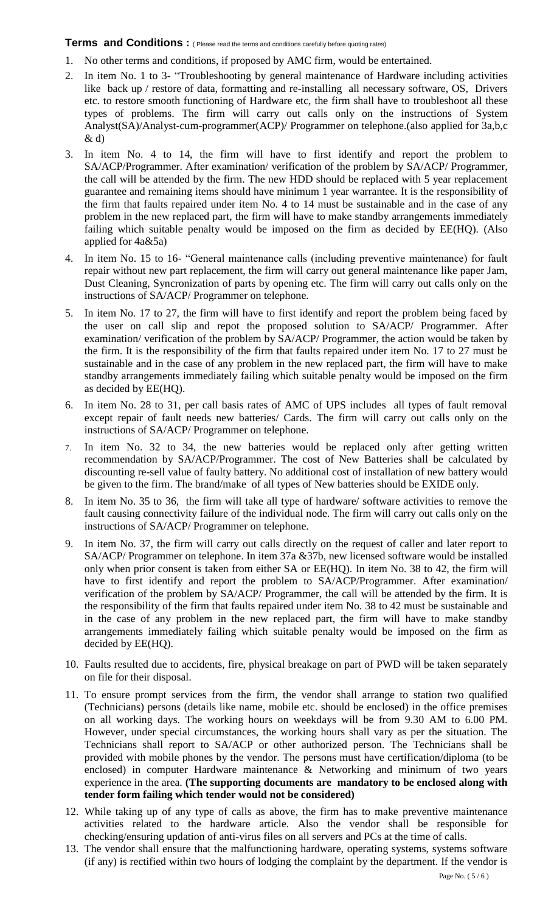**Terms and Conditions :** ( Please read the terms and conditions carefully before quoting rates)

1. No other terms and conditions, if proposed by AMC firm, would be entertained.
2. In item No. 1 to 3- "Troubleshooting by general maintenance of Hardware including activities like back up / restore of data, formatting and re-installing all necessary software, OS, Drivers etc. to restore smooth functioning of Hardware etc, the firm shall have to troubleshoot all these types of problems. The firm will carry out calls only on the instructions of System Analyst(SA)/Analyst-cum-programmer(ACP)/ Programmer on telephone.(also applied for 3a,b,c & d)
3. In item No. 4 to 14, the firm will have to first identify and report the problem to SA/ACP/Programmer. After examination/ verification of the problem by SA/ACP/ Programmer, the call will be attended by the firm. The new HDD should be replaced with 5 year replacement guarantee and remaining items should have minimum 1 year warrantee. It is the responsibility of the firm that faults repaired under item No. 4 to 14 must be sustainable and in the case of any problem in the new replaced part, the firm will have to make standby arrangements immediately failing which suitable penalty would be imposed on the firm as decided by EE(HQ). (Also applied for 4a&5a)
4. In item No. 15 to 16- "General maintenance calls (including preventive maintenance) for fault repair without new part replacement, the firm will carry out general maintenance like paper Jam, Dust Cleaning, Syncronization of parts by opening etc. The firm will carry out calls only on the instructions of SA/ACP/ Programmer on telephone.
5. In item No. 17 to 27, the firm will have to first identify and report the problem being faced by the user on call slip and repot the proposed solution to SA/ACP/ Programmer. After examination/ verification of the problem by SA/ACP/ Programmer, the action would be taken by the firm. It is the responsibility of the firm that faults repaired under item No. 17 to 27 must be sustainable and in the case of any problem in the new replaced part, the firm will have to make standby arrangements immediately failing which suitable penalty would be imposed on the firm as decided by EE(HQ).
6. In item No. 28 to 31, per call basis rates of AMC of UPS includes all types of fault removal except repair of fault needs new batteries/ Cards. The firm will carry out calls only on the instructions of SA/ACP/ Programmer on telephone.
7. In item No. 32 to 34, the new batteries would be replaced only after getting written recommendation by SA/ACP/Programmer. The cost of New Batteries shall be calculated by discounting re-sell value of faulty battery. No additional cost of installation of new battery would be given to the firm. The brand/make of all types of New batteries should be EXIDE only.
8. In item No. 35 to 36, the firm will take all type of hardware/ software activities to remove the fault causing connectivity failure of the individual node. The firm will carry out calls only on the instructions of SA/ACP/ Programmer on telephone.
9. In item No. 37, the firm will carry out calls directly on the request of caller and later report to SA/ACP/ Programmer on telephone. In item 37a &37b, new licensed software would be installed only when prior consent is taken from either SA or EE(HQ). In item No. 38 to 42, the firm will have to first identify and report the problem to SA/ACP/Programmer. After examination/ verification of the problem by SA/ACP/ Programmer, the call will be attended by the firm. It is the responsibility of the firm that faults repaired under item No. 38 to 42 must be sustainable and in the case of any problem in the new replaced part, the firm will have to make standby arrangements immediately failing which suitable penalty would be imposed on the firm as decided by EE(HQ).
10. Faults resulted due to accidents, fire, physical breakage on part of PWD will be taken separately on file for their disposal.
11. To ensure prompt services from the firm, the vendor shall arrange to station two qualified (Technicians) persons (details like name, mobile etc. should be enclosed) in the office premises on all working days. The working hours on weekdays will be from 9.30 AM to 6.00 PM. However, under special circumstances, the working hours shall vary as per the situation. The Technicians shall report to SA/ACP or other authorized person. The Technicians shall be provided with mobile phones by the vendor. The persons must have certification/diploma (to be enclosed) in computer Hardware maintenance & Networking and minimum of two years experience in the area. **(The supporting documents are mandatory to be enclosed along with tender form failing which tender would not be considered)**
12. While taking up of any type of calls as above, the firm has to make preventive maintenance activities related to the hardware article. Also the vendor shall be responsible for checking/ensuring updation of anti-virus files on all servers and PCs at the time of calls.
13. The vendor shall ensure that the malfunctioning hardware, operating systems, systems software (if any) is rectified within two hours of lodging the complaint by the department. If the vendor is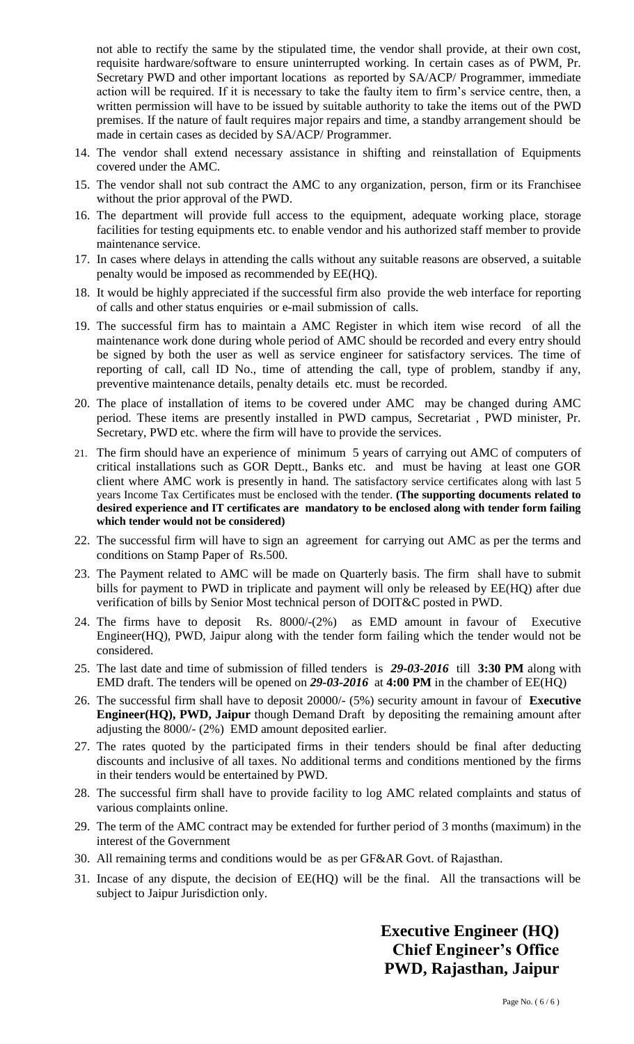not able to rectify the same by the stipulated time, the vendor shall provide, at their own cost, requisite hardware/software to ensure uninterrupted working. In certain cases as of PWM, Pr. Secretary PWD and other important locations as reported by SA/ACP/ Programmer, immediate action will be required. If it is necessary to take the faulty item to firm's service centre, then, a written permission will have to be issued by suitable authority to take the items out of the PWD premises. If the nature of fault requires major repairs and time, a standby arrangement should be made in certain cases as decided by SA/ACP/ Programmer.

14. The vendor shall extend necessary assistance in shifting and reinstallation of Equipments covered under the AMC.
15. The vendor shall not sub contract the AMC to any organization, person, firm or its Franchisee without the prior approval of the PWD.
16. The department will provide full access to the equipment, adequate working place, storage facilities for testing equipments etc. to enable vendor and his authorized staff member to provide maintenance service.
17. In cases where delays in attending the calls without any suitable reasons are observed, a suitable penalty would be imposed as recommended by EE(HQ).
18. It would be highly appreciated if the successful firm also provide the web interface for reporting of calls and other status enquiries or e-mail submission of calls.
19. The successful firm has to maintain a AMC Register in which item wise record of all the maintenance work done during whole period of AMC should be recorded and every entry should be signed by both the user as well as service engineer for satisfactory services. The time of reporting of call, call ID No., time of attending the call, type of problem, standby if any, preventive maintenance details, penalty details etc. must be recorded.
20. The place of installation of items to be covered under AMC may be changed during AMC period. These items are presently installed in PWD campus, Secretariat , PWD minister, Pr. Secretary, PWD etc. where the firm will have to provide the services.
21. The firm should have an experience of minimum 5 years of carrying out AMC of computers of critical installations such as GOR Deptt., Banks etc. and must be having at least one GOR client where AMC work is presently in hand. The satisfactory service certificates along with last 5 years Income Tax Certificates must be enclosed with the tender. **(The supporting documents related to desired experience and IT certificates are mandatory to be enclosed along with tender form failing which tender would not be considered)**
22. The successful firm will have to sign an agreement for carrying out AMC as per the terms and conditions on Stamp Paper of Rs.500.
23. The Payment related to AMC will be made on Quarterly basis. The firm shall have to submit bills for payment to PWD in triplicate and payment will only be released by EE(HQ) after due verification of bills by Senior Most technical person of DOIT&C posted in PWD.
24. The firms have to deposit Rs. 8000/-(2%) as EMD amount in favour of Executive Engineer(HQ), PWD, Jaipur along with the tender form failing which the tender would not be considered.
25. The last date and time of submission of filled tenders is ***29-03-2016*** till **3:30 PM** along with EMD draft. The tenders will be opened on ***29-03-2016*** at **4:00 PM** in the chamber of EE(HQ)
26. The successful firm shall have to deposit 20000/- (5%) security amount in favour of **Executive Engineer(HQ), PWD, Jaipur** though Demand Draft by depositing the remaining amount after adjusting the 8000/- (2%) EMD amount deposited earlier.
27. The rates quoted by the participated firms in their tenders should be final after deducting discounts and inclusive of all taxes. No additional terms and conditions mentioned by the firms in their tenders would be entertained by PWD.
28. The successful firm shall have to provide facility to log AMC related complaints and status of various complaints online.
29. The term of the AMC contract may be extended for further period of 3 months (maximum) in the interest of the Government
30. All remaining terms and conditions would be as per GF&AR Govt. of Rajasthan.
31. Incase of any dispute, the decision of EE(HQ) will be the final. All the transactions will be subject to Jaipur Jurisdiction only.

**Executive Engineer (HQ)**
**Chief Engineer's Office**
**PWD, Rajasthan, Jaipur**